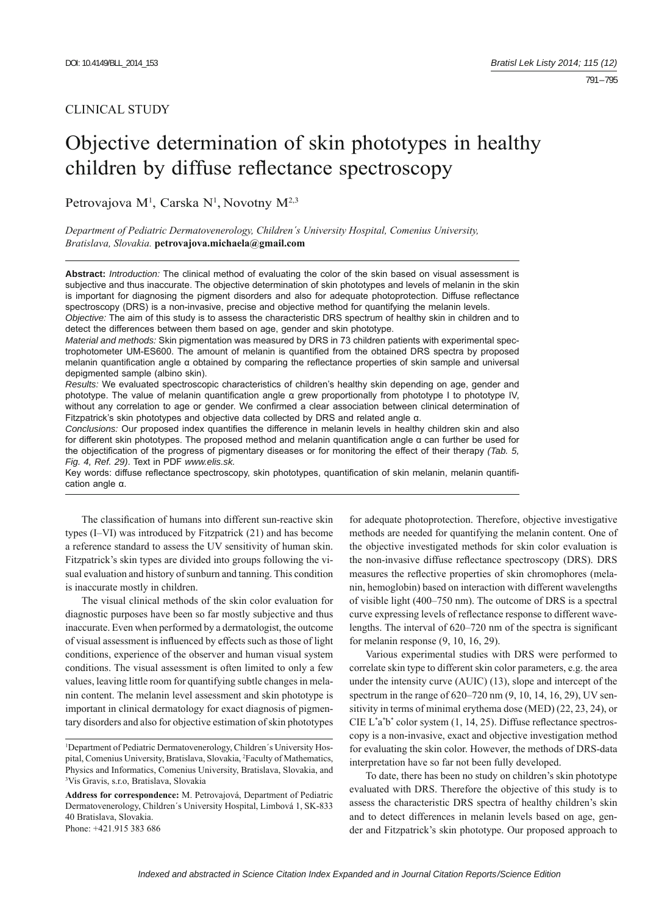CLINICAL STUDY

# Objective determination of skin phototypes in healthy children by diffuse reflectance spectroscopy

Petrovajova M[1], Carska N[1], Novotny M[2,3]

*Department of Pediatric Dermatovenerology, Children´s University Hospital, Comenius University, Bratislava, Slovakia.* **petrovajova.michaela@gmail.com**

**Abstract:** *Introduction:* The clinical method of evaluating the color of the skin based on visual assessment is subjective and thus inaccurate. The objective determination of skin phototypes and levels of melanin in the skin is important for diagnosing the pigment disorders and also for adequate photoprotection. Diffuse reflectance spectroscopy (DRS) is a non-invasive, precise and objective method for quantifying the melanin levels.

*Objective:* The aim of this study is to assess the characteristic DRS spectrum of healthy skin in children and to detect the differences between them based on age, gender and skin phototype.

*Material and methods:* Skin pigmentation was measured by DRS in 73 children patients with experimental spectrophotometer UM-ES600. The amount of melanin is quantified from the obtained DRS spectra by proposed melanin quantification angle α obtained by comparing the reflectance properties of skin sample and universal depigmented sample (albino skin).

*Results:* We evaluated spectroscopic characteristics of children's healthy skin depending on age, gender and phototype. The value of melanin quantification angle α grew proportionally from phototype I to phototype IV, without any correlation to age or gender. We confirmed a clear association between clinical determination of Fitzpatrick's skin phototypes and objective data collected by DRS and related angle α.

*Conclusions:* Our proposed index quantifies the difference in melanin levels in healthy children skin and also for different skin phototypes. The proposed method and melanin quantification angle α can further be used for the objectification of the progress of pigmentary diseases or for monitoring the effect of their therapy *(Tab. 5, Fig. 4, Ref. 29)*. Text in PDF *www.elis.sk.*

Key words: diffuse reflectance spectroscopy, skin phototypes, quantification of skin melanin, melanin quantification angle α.

The classification of humans into different sun-reactive skin types (I–VI) was introduced by Fitzpatrick (21) and has become a reference standard to assess the UV sensitivity of human skin. Fitzpatrick's skin types are divided into groups following the visual evaluation and history of sunburn and tanning. This condition is inaccurate mostly in children.

The visual clinical methods of the skin color evaluation for diagnostic purposes have been so far mostly subjective and thus inaccurate. Even when performed by a dermatologist, the outcome of visual assessment is influenced by effects such as those of light conditions, experience of the observer and human visual system conditions. The visual assessment is often limited to only a few values, leaving little room for quantifying subtle changes in melanin content. The melanin level assessment and skin phototype is important in clinical dermatology for exact diagnosis of pigmentary disorders and also for objective estimation of skin phototypes for adequate photoprotection. Therefore, objective investigative methods are needed for quantifying the melanin content. One of the objective investigated methods for skin color evaluation is the non-invasive diffuse reflectance spectroscopy (DRS). DRS measures the reflective properties of skin chromophores (melanin, hemoglobin) based on interaction with different wavelengths of visible light (400–750 nm). The outcome of DRS is a spectral curve expressing levels of reflectance response to different wavelengths. The interval of 620–720 nm of the spectra is significant for melanin response (9, 10, 16, 29).

Various experimental studies with DRS were performed to correlate skin type to different skin color parameters, e.g. the area under the intensity curve (AUIC) (13), slope and intercept of the spectrum in the range of 620–720 nm (9, 10, 14, 16, 29), UV sensitivity in terms of minimal erythema dose (MED) (22, 23, 24), or CIE $L^*a^*b^*$ color system (1, 14, 25). Diffuse reflectance spectroscopy is a non-invasive, exact and objective investigation method for evaluating the skin color. However, the methods of DRS-data interpretation have so far not been fully developed.

To date, there has been no study on children's skin phototype evaluated with DRS. Therefore the objective of this study is to assess the characteristic DRS spectra of healthy children's skin and to detect differences in melanin levels based on age, gender and Fitzpatrick's skin phototype. Our proposed approach to

[1]Department of Pediatric Dermatovenerology, Children´s University Hospital, Comenius University, Bratislava, Slovakia, [2]Faculty of Mathematics, Physics and Informatics, Comenius University, Bratislava, Slovakia, and [3]Vis Gravis, s.r.o, Bratislava, Slovakia

**Address for correspondence:** M. Petrovajová, Department of Pediatric Dermatovenerology, Children´s University Hospital, Limbová 1, SK-833 40 Bratislava, Slovakia.
Phone: +421.915 383 686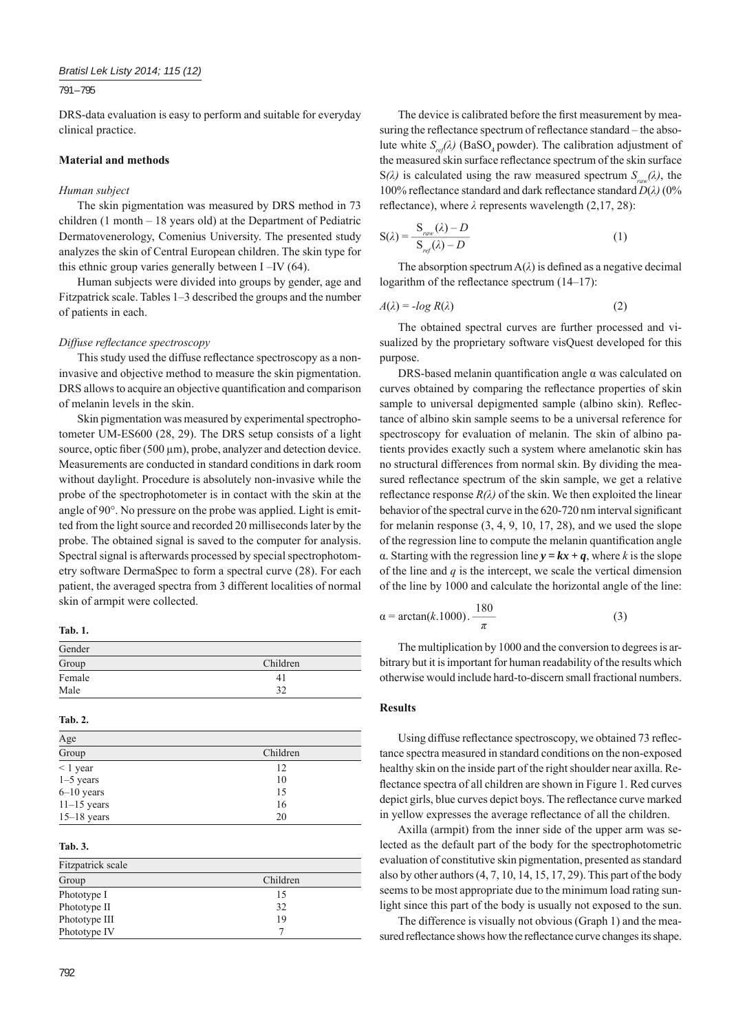DRS-data evaluation is easy to perform and suitable for everyday clinical practice.

## Material and methods

### *Human subject*

The skin pigmentation was measured by DRS method in 73 children (1 month – 18 years old) at the Department of Pediatric Dermatovenerology, Comenius University. The presented study analyzes the skin of Central European children. The skin type for this ethnic group varies generally between I –IV (64).

Human subjects were divided into groups by gender, age and Fitzpatrick scale. Tables 1–3 described the groups and the number of patients in each.

### *Diffuse reflectance spectroscopy*

This study used the diffuse reflectance spectroscopy as a non-invasive and objective method to measure the skin pigmentation. DRS allows to acquire an objective quantification and comparison of melanin levels in the skin.

Skin pigmentation was measured by experimental spectrophotometer UM-ES600 (28, 29). The DRS setup consists of a light source, optic fiber (500 μm), probe, analyzer and detection device. Measurements are conducted in standard conditions in dark room without daylight. Procedure is absolutely non-invasive while the probe of the spectrophotometer is in contact with the skin at the angle of 90°. No pressure on the probe was applied. Light is emitted from the light source and recorded 20 milliseconds later by the probe. The obtained signal is saved to the computer for analysis. Spectral signal is afterwards processed by special spectrophotometry software DermaSpec to form a spectral curve (28). For each patient, the averaged spectra from 3 different localities of normal skin of armpit were collected.

**Tab. 1.**

| Gender | |
|---|---|
| Group | Children |
| Female | 41 |
| Male | 32 |

**Tab. 2.**

| Age | |
|---|---|
| Group | Children |
| < 1 year | 12 |
| 1–5 years | 10 |
| 6–10 years | 15 |
| 11–15 years | 16 |
| 15–18 years | 20 |

**Tab. 3.**

| Fitzpatrick scale | |
|---|---|
| Group | Children |
| Phototype I | 15 |
| Phototype II | 32 |
| Phototype III | 19 |
| Phototype IV | 7 |

The device is calibrated before the first measurement by measuring the reflectance spectrum of reflectance standard – the absolute white $S_{ref}(\lambda)$ ($BaSO_4$ powder). The calibration adjustment of the measured skin surface reflectance spectrum of the skin surface $S(\lambda)$ is calculated using the raw measured spectrum $S_{raw}(\lambda)$, the 100% reflectance standard and dark reflectance standard $D(\lambda)$ (0% reflectance), where $\lambda$ represents wavelength (2,17, 28):

$$S(\lambda) = \frac{S_{raw}(\lambda) - D}{S_{ref}(\lambda) - D} \tag{1}$$

The absorption spectrum $A(\lambda)$ is defined as a negative decimal logarithm of the reflectance spectrum (14–17):

$$A(\lambda) = -\log R(\lambda) \tag{2}$$

The obtained spectral curves are further processed and visualized by the proprietary software visQuest developed for this purpose.

DRS-based melanin quantification angle α was calculated on curves obtained by comparing the reflectance properties of skin sample to universal depigmented sample (albino skin). Reflectance of albino skin sample seems to be a universal reference for spectroscopy for evaluation of melanin. The skin of albino patients provides exactly such a system where amelanotic skin has no structural differences from normal skin. By dividing the measured reflectance spectrum of the skin sample, we get a relative reflectance response $R(\lambda)$ of the skin. We then exploited the linear behavior of the spectral curve in the 620-720 nm interval significant for melanin response (3, 4, 9, 10, 17, 28), and we used the slope of the regression line to compute the melanin quantification angle α. Starting with the regression line $y = kx + q$, where $k$ is the slope of the line and $q$ is the intercept, we scale the vertical dimension of the line by 1000 and calculate the horizontal angle of the line:

$$\alpha = \arctan(k.1000) . \frac{180}{\pi} \tag{3}$$

The multiplication by 1000 and the conversion to degrees is arbitrary but it is important for human readability of the results which otherwise would include hard-to-discern small fractional numbers.

## Results

Using diffuse reflectance spectroscopy, we obtained 73 reflectance spectra measured in standard conditions on the non-exposed healthy skin on the inside part of the right shoulder near axilla. Reflectance spectra of all children are shown in Figure 1. Red curves depict girls, blue curves depict boys. The reflectance curve marked in yellow expresses the average reflectance of all the children.

Axilla (armpit) from the inner side of the upper arm was selected as the default part of the body for the spectrophotometric evaluation of constitutive skin pigmentation, presented as standard also by other authors (4, 7, 10, 14, 15, 17, 29). This part of the body seems to be most appropriate due to the minimum load rating sunlight since this part of the body is usually not exposed to the sun.

The difference is visually not obvious (Graph 1) and the measured reflectance shows how the reflectance curve changes its shape.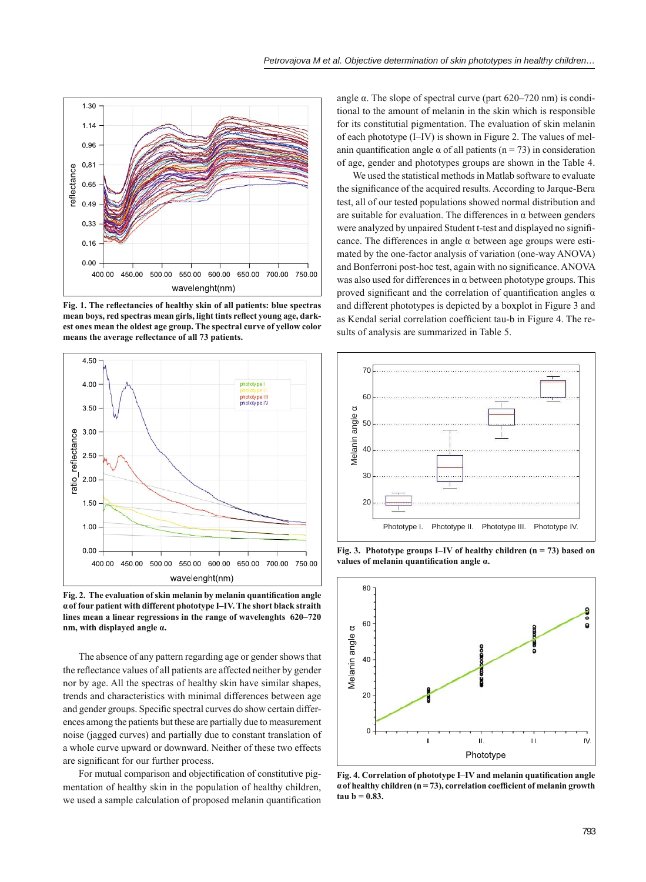Fig. 1. The reflectancies of healthy skin of all patients: blue spectras mean boys, red spectras mean girls, light tints reflect young age, darkest ones mean the oldest age group. The spectral curve of yellow color means the average reflectance of all 73 patients.

Fig. 2. The evaluation of skin melanin by melanin quantification angle α of four patient with different phototype I–IV. The short black straith lines mean a linear regressions in the range of wavelenghts 620–720 nm, with displayed angle α.

The absence of any pattern regarding age or gender shows that the reflectance values of all patients are affected neither by gender nor by age. All the spectras of healthy skin have similar shapes, trends and characteristics with minimal differences between age and gender groups. Specific spectral curves do show certain differences among the patients but these are partially due to measurement noise (jagged curves) and partially due to constant translation of a whole curve upward or downward. Neither of these two effects are significant for our further process.

For mutual comparison and objectification of constitutive pigmentation of healthy skin in the population of healthy children, we used a sample calculation of proposed melanin quantification angle α. The slope of spectral curve (part 620–720 nm) is conditional to the amount of melanin in the skin which is responsible for its constitutial pigmentation. The evaluation of skin melanin of each phototype (I–IV) is shown in Figure 2. The values of melanin quantification angle α of all patients (n = 73) in consideration of age, gender and phototypes groups are shown in the Table 4.

We used the statistical methods in Matlab software to evaluate the significance of the acquired results. According to Jarque-Bera test, all of our tested populations showed normal distribution and are suitable for evaluation. The differences in α between genders were analyzed by unpaired Student t-test and displayed no significance. The differences in angle α between age groups were estimated by the one-factor analysis of variation (one-way ANOVA) and Bonferroni post-hoc test, again with no significance. ANOVA was also used for differences in α between phototype groups. This proved significant and the correlation of quantification angles α and different phototypes is depicted by a boxplot in Figure 3 and as Kendal serial correlation coefficient tau-b in Figure 4. The results of analysis are summarized in Table 5.

Fig. 3. Phototype groups I–IV of healthy children (n = 73) based on values of melanin quantification angle α.

Fig. 4. Correlation of phototype I–IV and melanin quatification angle α of healthy children (n = 73), correlation coefficient of melanin growth tau b = 0.83.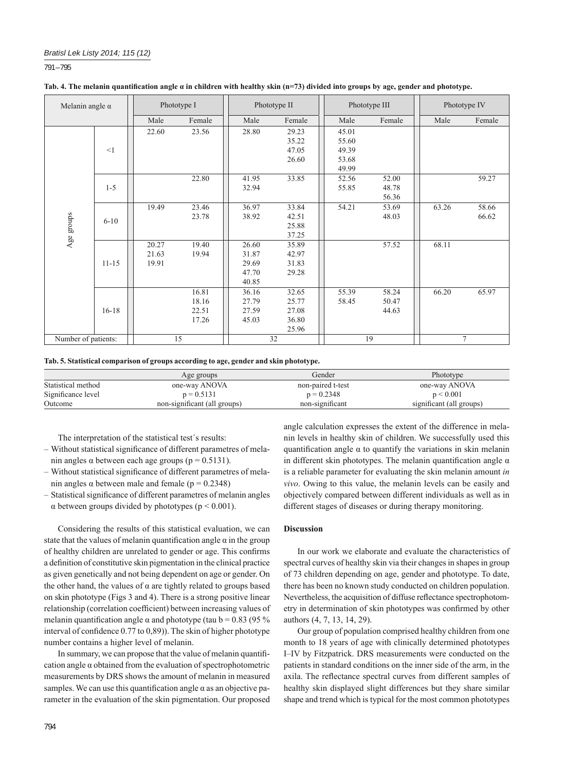**Tab. 4. The melanin quantification angle α in children with healthy skin (n=73) divided into groups by age, gender and phototype.**

| Melanin angle α | | Phototype I | | Phototype II | | Phototype III | | Phototype IV | |
|---|---|---|---|---|---|---|---|---|---|
| | | Male | Female | Male | Female | Male | Female | Male | Female |
| Age groups | <1 | 22.60 | 23.56 | 28.80 | 29.23<br>35.22<br>47.05<br>26.60 | 45.01<br>55.60<br>49.39<br>53.68<br>49.99 | | | |
| | 1-5 | | 22.80 | 41.95<br>32.94 | 33.85 | 52.56<br>55.85 | 52.00<br>48.78<br>56.36 | | 59.27 |
| | 6-10 | 19.49 | 23.46<br>23.78 | 36.97<br>38.92 | 33.84<br>42.51<br>25.88<br>37.25 | 54.21 | 53.69<br>48.03 | 63.26 | 58.66<br>66.62 |
| | 11-15 | 20.27<br>21.63<br>19.91 | 19.40<br>19.94 | 26.60<br>31.87<br>29.69<br>47.70<br>40.85 | 35.89<br>42.97<br>31.83<br>29.28 | | 57.52 | 68.11 | |
| | 16-18 | | 16.81<br>18.16<br>22.51<br>17.26 | 36.16<br>27.79<br>27.59<br>45.03 | 32.65<br>25.77<br>27.08<br>36.80<br>25.96 | 55.39<br>58.45 | 58.24<br>50.47<br>44.63 | 66.20 | 65.97 |
| Number of patients: | | 15 | | 32 | | 19 | | 7 | |

**Tab. 5. Statistical comparison of groups according to age, gender and skin phototype.**

| | Age groups | Gender | Phototype |
|---|---|---|---|
| Statistical method | one-way ANOVA | non-paired t-test | one-way ANOVA |
| Significance level | $p = 0.5131$ | $p = 0.2348$ | $p < 0.001$ |
| Outcome | non-significant (all groups) | non-significant | significant (all groups) |

The interpretation of the statistical test´s results:

- Without statistical significance of different parametres of melanin angles α between each age groups ($p = 0.5131$).
- Without statistical significance of different parametres of melanin angles α between male and female ($p = 0.2348$)
- Statistical significance of different parametres of melanin angles α between groups divided by phototypes ($p < 0.001$).

Considering the results of this statistical evaluation, we can state that the values of melanin quantification angle α in the group of healthy children are unrelated to gender or age. This confirms a definition of constitutive skin pigmentation in the clinical practice as given genetically and not being dependent on age or gender. On the other hand, the values of α are tightly related to groups based on skin phototype (Figs 3 and 4). There is a strong positive linear relationship (correlation coefficient) between increasing values of melanin quantification angle α and phototype (tau b = 0.83 (95 % interval of confidence 0.77 to 0,89)). The skin of higher phototype number contains a higher level of melanin.

In summary, we can propose that the value of melanin quantification angle α obtained from the evaluation of spectrophotometric measurements by DRS shows the amount of melanin in measured samples. We can use this quantification angle α as an objective parameter in the evaluation of the skin pigmentation. Our proposed angle calculation expresses the extent of the difference in melanin levels in healthy skin of children. We successfully used this quantification angle α to quantify the variations in skin melanin in different skin phototypes. The melanin quantification angle α is a reliable parameter for evaluating the skin melanin amount *in vivo*. Owing to this value, the melanin levels can be easily and objectively compared between different individuals as well as in different stages of diseases or during therapy monitoring.

## Discussion

In our work we elaborate and evaluate the characteristics of spectral curves of healthy skin via their changes in shapes in group of 73 children depending on age, gender and phototype. To date, there has been no known study conducted on children population. Nevertheless, the acquisition of diffuse reflectance spectrophotometry in determination of skin phototypes was confirmed by other authors (4, 7, 13, 14, 29).

Our group of population comprised healthy children from one month to 18 years of age with clinically determined phototypes I–IV by Fitzpatrick. DRS measurements were conducted on the patients in standard conditions on the inner side of the arm, in the axila. The reflectance spectral curves from different samples of healthy skin displayed slight differences but they share similar shape and trend which is typical for the most common phototypes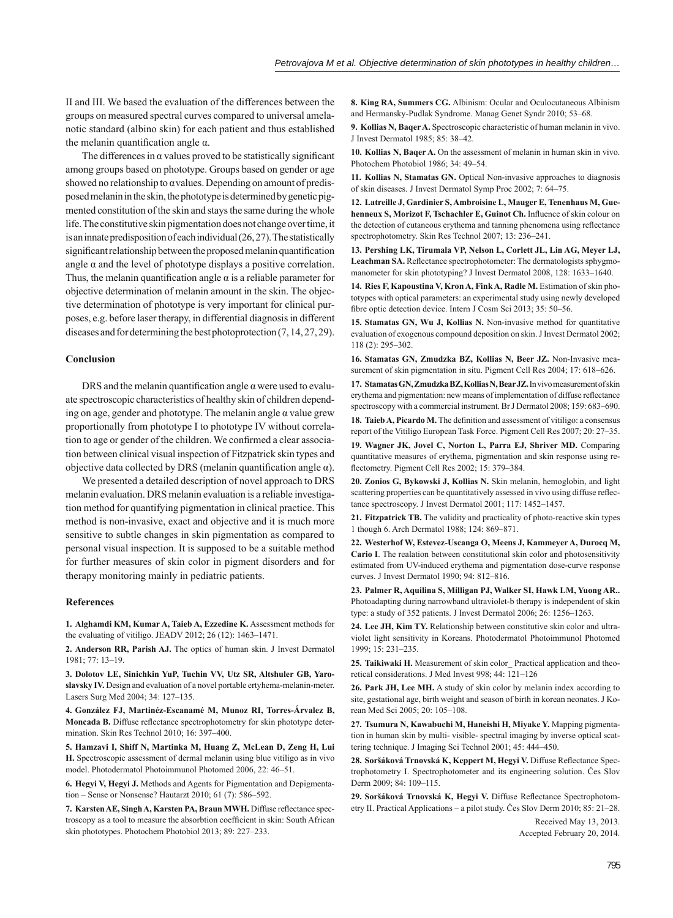II and III. We based the evaluation of the differences between the groups on measured spectral curves compared to universal amelanotic standard (albino skin) for each patient and thus established the melanin quantification angle α.

The differences in α values proved to be statistically significant among groups based on phototype. Groups based on gender or age showed no relationship to α values. Depending on amount of predisposed melanin in the skin, the phototype is determined by genetic pigmented constitution of the skin and stays the same during the whole life. The constitutive skin pigmentation does not change over time, it is an innate predisposition of each individual (26, 27). The statistically significant relationship between the proposed melanin quantification angle α and the level of phototype displays a positive correlation. Thus, the melanin quantification angle α is a reliable parameter for objective determination of melanin amount in the skin. The objective determination of phototype is very important for clinical purposes, e.g. before laser therapy, in differential diagnosis in different diseases and for determining the best photoprotection (7, 14, 27, 29).

## Conclusion

DRS and the melanin quantification angle α were used to evaluate spectroscopic characteristics of healthy skin of children depending on age, gender and phototype. The melanin angle α value grew proportionally from phototype I to phototype IV without correlation to age or gender of the children. We confirmed a clear association between clinical visual inspection of Fitzpatrick skin types and objective data collected by DRS (melanin quantification angle α).

We presented a detailed description of novel approach to DRS melanin evaluation. DRS melanin evaluation is a reliable investigation method for quantifying pigmentation in clinical practice. This method is non-invasive, exact and objective and it is much more sensitive to subtle changes in skin pigmentation as compared to personal visual inspection. It is supposed to be a suitable method for further measures of skin color in pigment disorders and for therapy monitoring mainly in pediatric patients.

## References

**1. Alghamdi KM, Kumar A, Taieb A, Ezzedine K.** Assessment methods for the evaluating of vitiligo. JEADV 2012; 26 (12): 1463–1471.

**2. Anderson RR, Parish AJ.** The optics of human skin. J Invest Dermatol 1981; 77: 13–19.

**3. Dolotov LE, Sinichkin YuP, Tuchin VV, Utz SR, Altshuler GB, Yaroslavsky IV.** Design and evaluation of a novel portable ertyhema-melanin-meter. Lasers Surg Med 2004; 34: 127–135.

**4. González FJ, Martinéz-Escanamé M, Munoz RI, Torres-Árvalez B, Moncada B.** Diffuse reflectance spectrophotometry for skin phototype determination. Skin Res Technol 2010; 16: 397–400.

**5. Hamzavi I, Shiff N, Martinka M, Huang Z, McLean D, Zeng H, Lui H.** Spectroscopic assessment of dermal melanin using blue vitiligo as in vivo model. Photodermatol Photoimmunol Photomed 2006, 22: 46–51.

**6. Hegyi V, Hegyi J.** Methods and Agents for Pigmentation and Depigmentation – Sense or Nonsense? Hautarzt 2010; 61 (7): 586–592.

**7. Karsten AE, Singh A, Karsten PA, Braun MWH.** Diffuse reflectance spectroscopy as a tool to measure the absorbtion coefficient in skin: South African skin phototypes. Photochem Photobiol 2013; 89: 227–233.

**8. King RA, Summers CG.** Albinism: Ocular and Oculocutaneous Albinism and Hermansky-Pudlak Syndrome. Manag Genet Syndr 2010; 53–68.

**9. Kollias N, Baqer A.** Spectroscopic characteristic of human melanin in vivo. J Invest Dermatol 1985; 85: 38–42.

**10. Kollias N, Baqer A.** On the assessment of melanin in human skin in vivo. Photochem Photobiol 1986; 34: 49–54.

**11. Kollias N, Stamatas GN.** Optical Non-invasive approaches to diagnosis of skin diseases. J Invest Dermatol Symp Proc 2002; 7: 64–75.

**12. Latreille J, Gardinier S, Ambroisine L, Mauger E, Tenenhaus M, Guehenneux S, Morizot F, Tschachler E, Guinot Ch.** Influence of skin colour on the detection of cutaneous erythema and tanning phenomena using reflectance spectrophotometry. Skin Res Technol 2007; 13: 236–241.

**13. Pershing LK, Tirumala VP, Nelson L, Corlett JL, Lin AG, Meyer LJ, Leachman SA.** Reflectance spectrophotometer: The dermatologists sphygmomanometer for skin phototyping? J Invest Dermatol 2008, 128: 1633–1640.

**14. Ries F, Kapoustina V, Kron A, Fink A, Radle M.** Estimation of skin phototypes with optical parameters: an experimental study using newly developed fibre optic detection device. Intern J Cosm Sci 2013; 35: 50–56.

**15. Stamatas GN, Wu J, Kollias N.** Non-invasive method for quantitative evaluation of exogenous compound deposition on skin. J Invest Dermatol 2002; 118 (2): 295–302.

**16. Stamatas GN, Zmudzka BZ, Kollias N, Beer JZ.** Non-Invasive measurement of skin pigmentation in situ. Pigment Cell Res 2004; 17: 618–626.

**17. Stamatas GN, Zmudzka BZ, Kollias N, Bear JZ.** In vivo measurement of skin erythema and pigmentation: new means of implementation of diffuse reflectance spectroscopy with a commercial instrument. Br J Dermatol 2008; 159: 683–690.

**18. Taieb A, Picardo M.** The definition and assessment of vitiligo: a consensus report of the Vitiligo European Task Force. Pigment Cell Res 2007; 20: 27–35.

**19. Wagner JK, Jovel C, Norton L, Parra EJ, Shriver MD.** Comparing quantitative measures of erythema, pigmentation and skin response using reflectometry. Pigment Cell Res 2002; 15: 379–384.

**20. Zonios G, Bykowski J, Kollias N.** Skin melanin, hemoglobin, and light scattering properties can be quantitatively assessed in vivo using diffuse reflectance spectroscopy. J Invest Dermatol 2001; 117: 1452–1457.

**21. Fitzpatrick TB.** The validity and practicality of photo-reactive skin types 1 though 6. Arch Dermatol 1988; 124: 869–871.

**22. Westerhof W, Estevez-Uscanga O, Meens J, Kammeyer A, Durocq M, Cario I**. The realation between constitutional skin color and photosensitivity estimated from UV-induced erythema and pigmentation dose-curve response curves. J Invest Dermatol 1990; 94: 812–816.

**23. Palmer R, Aquilina S, Milligan PJ, Walker SI, Hawk LM, Yuong AR..** Photoadapting during narrowband ultraviolet-b therapy is independent of skin type: a study of 352 patients. J Invest Dermatol 2006; 26: 1256–1263.

**24. Lee JH, Kim TY.** Relationship between constitutive skin color and ultraviolet light sensitivity in Koreans. Photodermatol Photoimmunol Photomed 1999; 15: 231–235.

**25. Taikiwaki H.** Measurement of skin color_ Practical application and theoretical considerations. J Med Invest 998; 44: 121–126

**26. Park JH, Lee MH.** A study of skin color by melanin index according to site, gestational age, birth weight and season of birth in korean neonates. J Korean Med Sci 2005; 20: 105–108.

**27. Tsumura N, Kawabuchi M, Haneishi H, Miyake Y.** Mapping pigmentation in human skin by multi- visible- spectral imaging by inverse optical scattering technique. J Imaging Sci Technol 2001; 45: 444–450.

**28. Soršáková Trnovská K, Keppert M, Hegyi V.** Diffuse Reflectance Spectrophotometry I. Spectrophotometer and its engineering solution. Čes Slov Derm 2009; 84: 109–115.

**29. Soršáková Trnovská K, Hegyi V.** Diffuse Reflectance Spectrophotometry II. Practical Applications – a pilot study. Čes Slov Derm 2010; 85: 21–28.

Received May 13, 2013.
Accepted February 20, 2014.